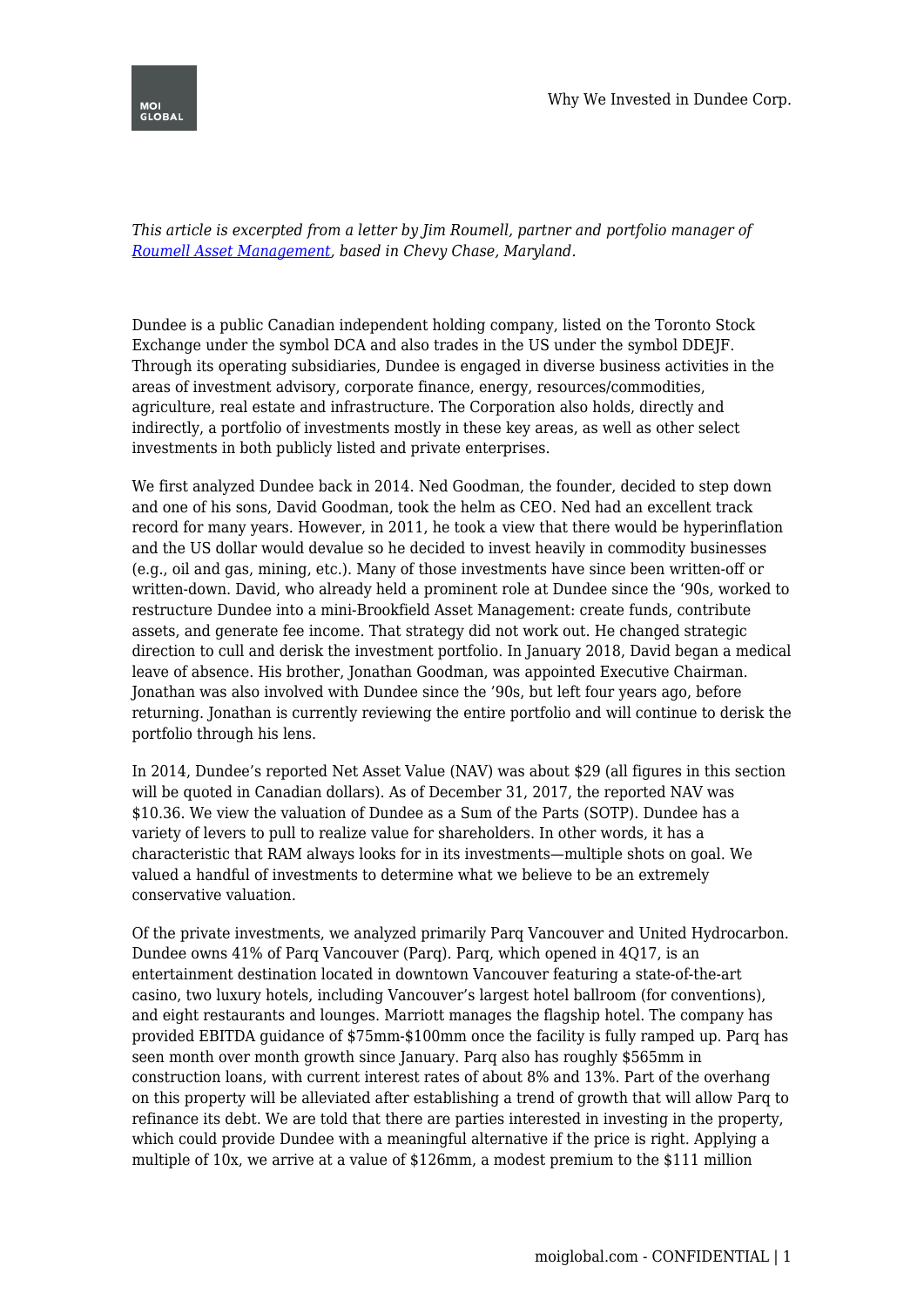*This article is excerpted from a letter by Jim Roumell, partner and portfolio manager of [Roumell Asset Management](), based in Chevy Chase, Maryland.*

Dundee is a public Canadian independent holding company, listed on the Toronto Stock Exchange under the symbol DCA and also trades in the US under the symbol DDEJF. Through its operating subsidiaries, Dundee is engaged in diverse business activities in the areas of investment advisory, corporate finance, energy, resources/commodities, agriculture, real estate and infrastructure. The Corporation also holds, directly and indirectly, a portfolio of investments mostly in these key areas, as well as other select investments in both publicly listed and private enterprises.

We first analyzed Dundee back in 2014. Ned Goodman, the founder, decided to step down and one of his sons, David Goodman, took the helm as CEO. Ned had an excellent track record for many years. However, in 2011, he took a view that there would be hyperinflation and the US dollar would devalue so he decided to invest heavily in commodity businesses (e.g., oil and gas, mining, etc.). Many of those investments have since been written-off or written-down. David, who already held a prominent role at Dundee since the '90s, worked to restructure Dundee into a mini-Brookfield Asset Management: create funds, contribute assets, and generate fee income. That strategy did not work out. He changed strategic direction to cull and derisk the investment portfolio. In January 2018, David began a medical leave of absence. His brother, Jonathan Goodman, was appointed Executive Chairman. Jonathan was also involved with Dundee since the '90s, but left four years ago, before returning. Jonathan is currently reviewing the entire portfolio and will continue to derisk the portfolio through his lens.

In 2014, Dundee's reported Net Asset Value (NAV) was about $29 (all figures in this section will be quoted in Canadian dollars). As of December 31, 2017, the reported NAV was $10.36. We view the valuation of Dundee as a Sum of the Parts (SOTP). Dundee has a variety of levers to pull to realize value for shareholders. In other words, it has a characteristic that RAM always looks for in its investments—multiple shots on goal. We valued a handful of investments to determine what we believe to be an extremely conservative valuation.

Of the private investments, we analyzed primarily Parq Vancouver and United Hydrocarbon. Dundee owns 41% of Parq Vancouver (Parq). Parq, which opened in 4Q17, is an entertainment destination located in downtown Vancouver featuring a state-of-the-art casino, two luxury hotels, including Vancouver's largest hotel ballroom (for conventions), and eight restaurants and lounges. Marriott manages the flagship hotel. The company has provided EBITDA guidance of $75mm-$100mm once the facility is fully ramped up. Parq has seen month over month growth since January. Parq also has roughly $565mm in construction loans, with current interest rates of about 8% and 13%. Part of the overhang on this property will be alleviated after establishing a trend of growth that will allow Parq to refinance its debt. We are told that there are parties interested in investing in the property, which could provide Dundee with a meaningful alternative if the price is right. Applying a multiple of 10x, we arrive at a value of $126mm, a modest premium to the $111 million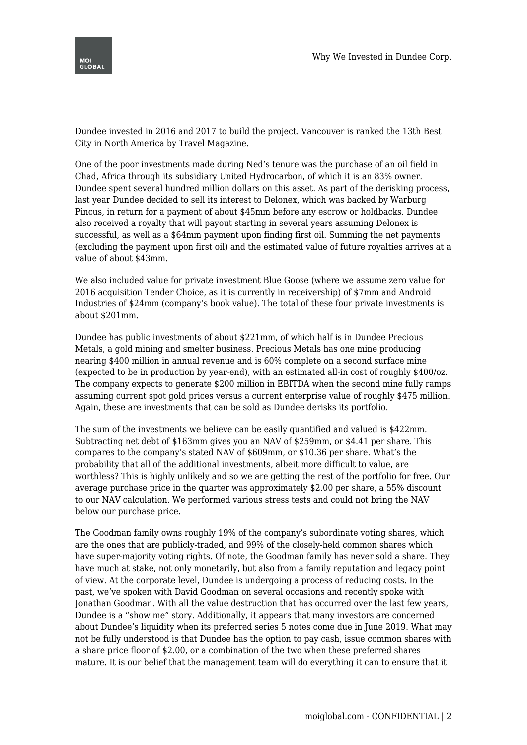Dundee invested in 2016 and 2017 to build the project. Vancouver is ranked the 13th Best City in North America by Travel Magazine.

One of the poor investments made during Ned's tenure was the purchase of an oil field in Chad, Africa through its subsidiary United Hydrocarbon, of which it is an 83% owner. Dundee spent several hundred million dollars on this asset. As part of the derisking process, last year Dundee decided to sell its interest to Delonex, which was backed by Warburg Pincus, in return for a payment of about $45mm before any escrow or holdbacks. Dundee also received a royalty that will payout starting in several years assuming Delonex is successful, as well as a $64mm payment upon finding first oil. Summing the net payments (excluding the payment upon first oil) and the estimated value of future royalties arrives at a value of about $43mm.

We also included value for private investment Blue Goose (where we assume zero value for 2016 acquisition Tender Choice, as it is currently in receivership) of $7mm and Android Industries of $24mm (company's book value). The total of these four private investments is about $201mm.

Dundee has public investments of about $221mm, of which half is in Dundee Precious Metals, a gold mining and smelter business. Precious Metals has one mine producing nearing $400 million in annual revenue and is 60% complete on a second surface mine (expected to be in production by year-end), with an estimated all-in cost of roughly $400/oz. The company expects to generate $200 million in EBITDA when the second mine fully ramps assuming current spot gold prices versus a current enterprise value of roughly $475 million. Again, these are investments that can be sold as Dundee derisks its portfolio.

The sum of the investments we believe can be easily quantified and valued is $422mm. Subtracting net debt of $163mm gives you an NAV of $259mm, or $4.41 per share. This compares to the company's stated NAV of $609mm, or $10.36 per share. What's the probability that all of the additional investments, albeit more difficult to value, are worthless? This is highly unlikely and so we are getting the rest of the portfolio for free. Our average purchase price in the quarter was approximately $2.00 per share, a 55% discount to our NAV calculation. We performed various stress tests and could not bring the NAV below our purchase price.

The Goodman family owns roughly 19% of the company's subordinate voting shares, which are the ones that are publicly-traded, and 99% of the closely-held common shares which have super-majority voting rights. Of note, the Goodman family has never sold a share. They have much at stake, not only monetarily, but also from a family reputation and legacy point of view. At the corporate level, Dundee is undergoing a process of reducing costs. In the past, we've spoken with David Goodman on several occasions and recently spoke with Jonathan Goodman. With all the value destruction that has occurred over the last few years, Dundee is a "show me" story. Additionally, it appears that many investors are concerned about Dundee's liquidity when its preferred series 5 notes come due in June 2019. What may not be fully understood is that Dundee has the option to pay cash, issue common shares with a share price floor of $2.00, or a combination of the two when these preferred shares mature. It is our belief that the management team will do everything it can to ensure that it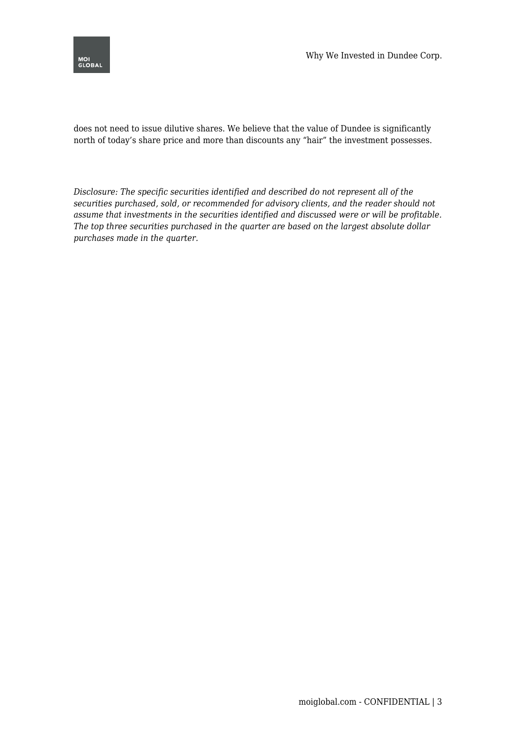does not need to issue dilutive shares. We believe that the value of Dundee is significantly north of today's share price and more than discounts any "hair" the investment possesses.

*Disclosure: The specific securities identified and described do not represent all of the securities purchased, sold, or recommended for advisory clients, and the reader should not assume that investments in the securities identified and discussed were or will be profitable. The top three securities purchased in the quarter are based on the largest absolute dollar purchases made in the quarter.*